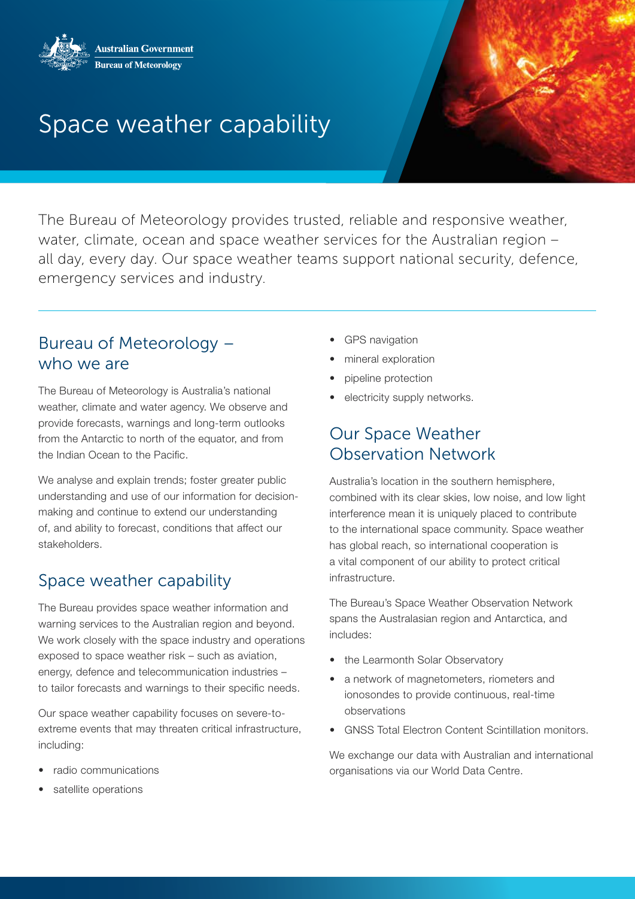Australian Government

Bureau of Meteorology

# Space weather capability

The Bureau of Meteorology provides trusted, reliable and responsive weather, water, climate, ocean and space weather services for the Australian region – all day, every day. Our space weather teams support national security, defence, emergency services and industry.

## Bureau of Meteorology – who we are

The Bureau of Meteorology is Australia's national weather, climate and water agency. We observe and provide forecasts, warnings and long-term outlooks from the Antarctic to north of the equator, and from the Indian Ocean to the Pacific.

We analyse and explain trends; foster greater public understanding and use of our information for decision-making and continue to extend our understanding of, and ability to forecast, conditions that affect our stakeholders.

## Space weather capability

The Bureau provides space weather information and warning services to the Australian region and beyond. We work closely with the space industry and operations exposed to space weather risk – such as aviation, energy, defence and telecommunication industries – to tailor forecasts and warnings to their specific needs.

Our space weather capability focuses on severe-to-extreme events that may threaten critical infrastructure, including:

- radio communications
- satellite operations
- GPS navigation
- mineral exploration
- pipeline protection
- electricity supply networks.

## Our Space Weather Observation Network

Australia's location in the southern hemisphere, combined with its clear skies, low noise, and low light interference mean it is uniquely placed to contribute to the international space community. Space weather has global reach, so international cooperation is a vital component of our ability to protect critical infrastructure.

The Bureau's Space Weather Observation Network spans the Australasian region and Antarctica, and includes:

- the Learmonth Solar Observatory
- a network of magnetometers, riometers and ionosondes to provide continuous, real-time observations
- GNSS Total Electron Content Scintillation monitors.

We exchange our data with Australian and international organisations via our World Data Centre.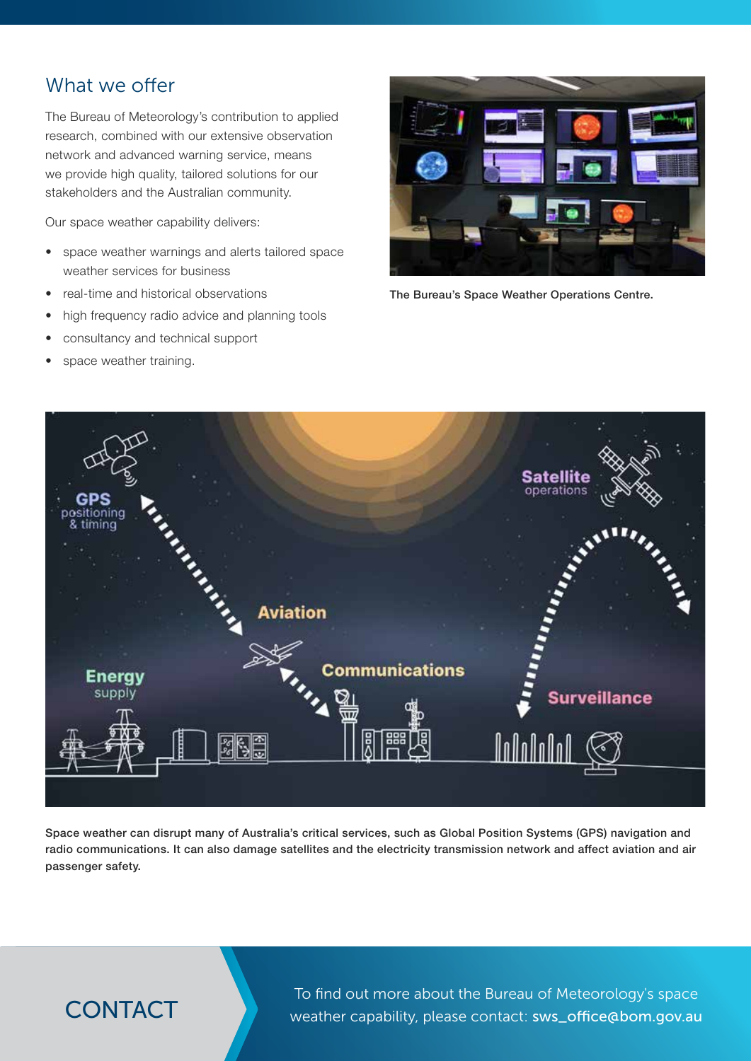## What we offer

The Bureau of Meteorology's contribution to applied research, combined with our extensive observation network and advanced warning service, means we provide high quality, tailored solutions for our stakeholders and the Australian community.

Our space weather capability delivers:

- space weather warnings and alerts tailored space weather services for business
- real-time and historical observations
- high frequency radio advice and planning tools
- consultancy and technical support
- space weather training.

The Bureau's Space Weather Operations Centre.

GPS positioning & timing

Satellite operations

Aviation

Energy supply

Communications

Surveillance

Space weather can disrupt many of Australia's critical services, such as Global Position Systems (GPS) navigation and radio communications. It can also damage satellites and the electricity transmission network and affect aviation and air passenger safety.

## CONTACT

To find out more about the Bureau of Meteorology's space weather capability, please contact: **sws_office@bom.gov.au**